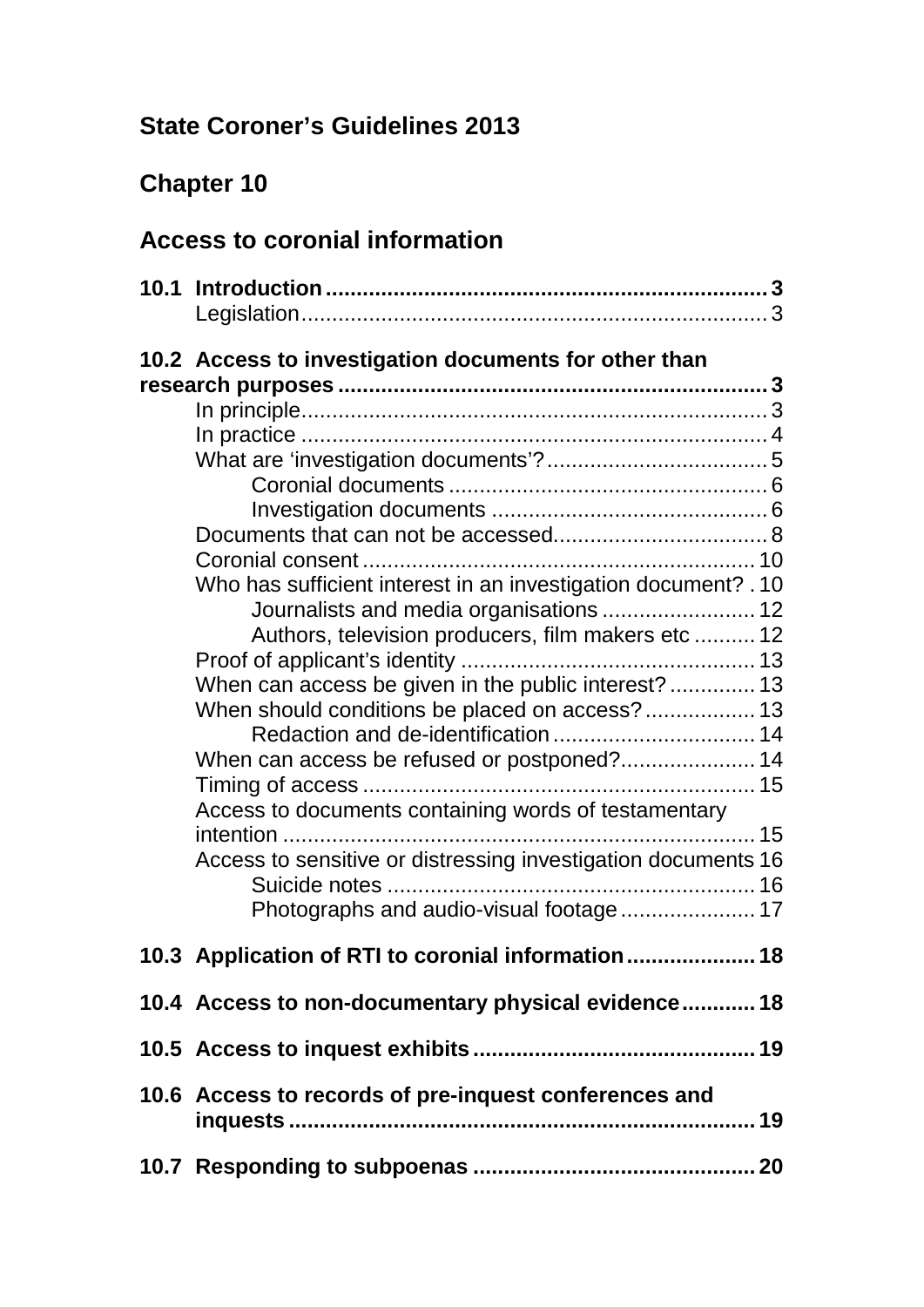# State Coroner's Guidelines 2013

## Chapter 10

## Access to coronial information

**10.1 Introduction** ........ 3
- Legislation ........ 3

**10.2 Access to investigation documents for other than research purposes** ........ 3
- In principle ........ 3
- In practice ........ 4
- What are 'investigation documents'? ........ 5
  - Coronial documents ........ 6
  - Investigation documents ........ 6
- Documents that can not be accessed ........ 8
- Coronial consent ........ 10
- Who has sufficient interest in an investigation document? ........ 10
  - Journalists and media organisations ........ 12
  - Authors, television producers, film makers etc ........ 12
- Proof of applicant's identity ........ 13
- When can access be given in the public interest? ........ 13
- When should conditions be placed on access? ........ 13
  - Redaction and de-identification ........ 14
- When can access be refused or postponed? ........ 14
- Timing of access ........ 15
- Access to documents containing words of testamentary intention ........ 15
- Access to sensitive or distressing investigation documents ........ 16
  - Suicide notes ........ 16
  - Photographs and audio-visual footage ........ 17

**10.3 Application of RTI to coronial information** ........ 18

**10.4 Access to non-documentary physical evidence** ........ 18

**10.5 Access to inquest exhibits** ........ 19

**10.6 Access to records of pre-inquest conferences and inquests** ........ 19

**10.7 Responding to subpoenas** ........ 20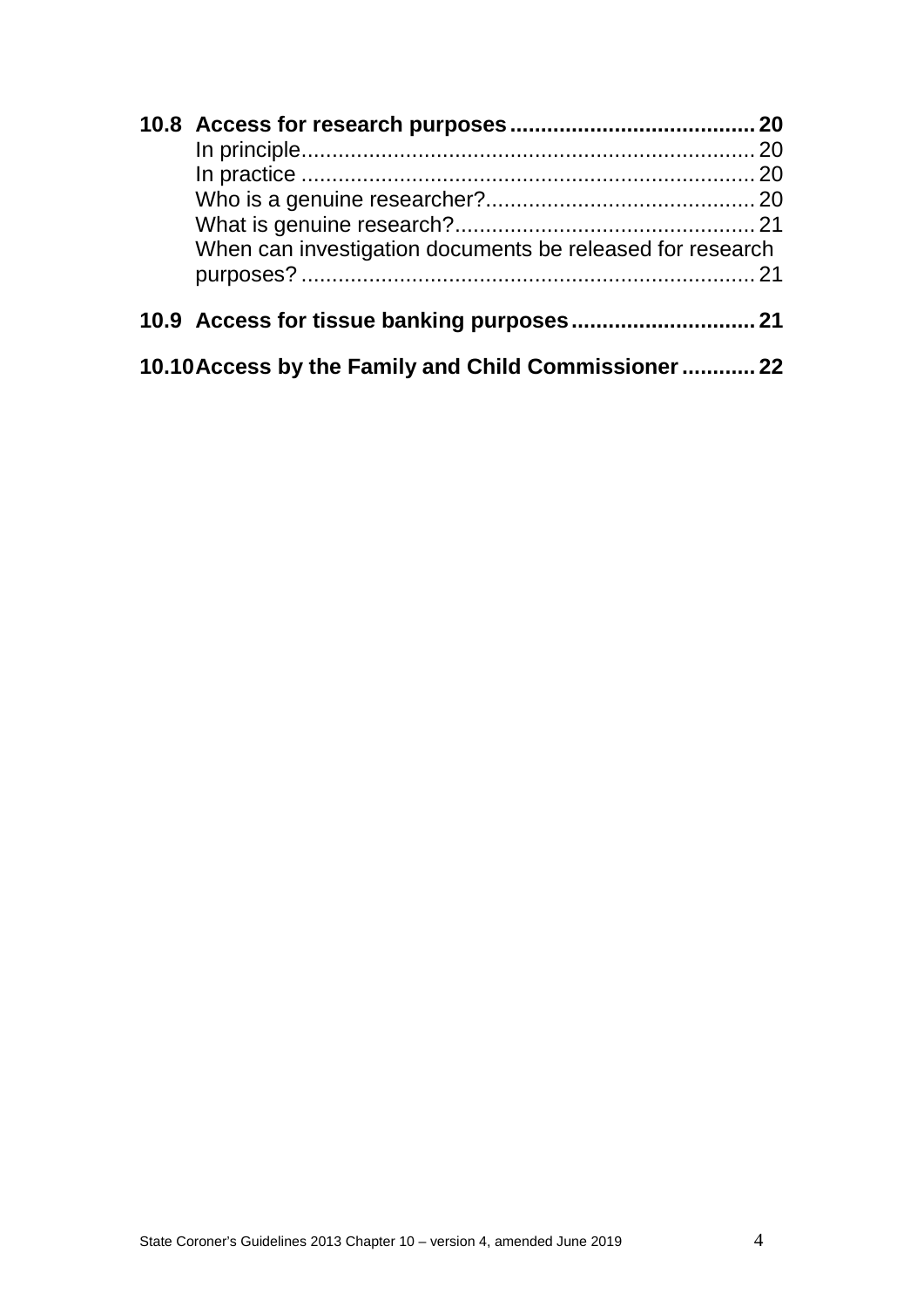**10.8 Access for research purposes** .................................. **20**

In principle .................................................................. 20

In practice .................................................................. 20

Who is a genuine researcher? ........................................ 20

What is genuine research? ............................................ 21

When can investigation documents be released for research purposes? ........................................................................ 21

**10.9 Access for tissue banking purposes** .......................... **21**

**10.10 Access by the Family and Child Commissioner** ............ **22**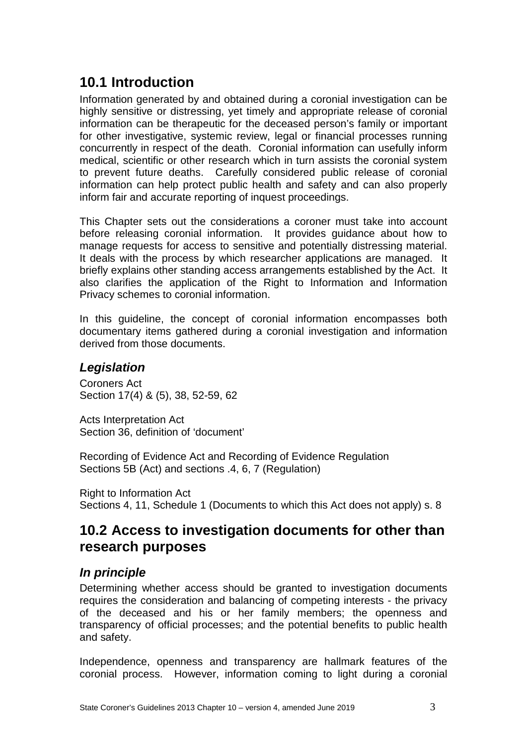## 10.1 Introduction

Information generated by and obtained during a coronial investigation can be highly sensitive or distressing, yet timely and appropriate release of coronial information can be therapeutic for the deceased person's family or important for other investigative, systemic review, legal or financial processes running concurrently in respect of the death. Coronial information can usefully inform medical, scientific or other research which in turn assists the coronial system to prevent future deaths. Carefully considered public release of coronial information can help protect public health and safety and can also properly inform fair and accurate reporting of inquest proceedings.

This Chapter sets out the considerations a coroner must take into account before releasing coronial information. It provides guidance about how to manage requests for access to sensitive and potentially distressing material. It deals with the process by which researcher applications are managed. It briefly explains other standing access arrangements established by the Act. It also clarifies the application of the Right to Information and Information Privacy schemes to coronial information.

In this guideline, the concept of coronial information encompasses both documentary items gathered during a coronial investigation and information derived from those documents.

### *Legislation*

Coroners Act
Section 17(4) & (5), 38, 52-59, 62

Acts Interpretation Act
Section 36, definition of 'document'

Recording of Evidence Act and Recording of Evidence Regulation
Sections 5B (Act) and sections .4, 6, 7 (Regulation)

Right to Information Act
Sections 4, 11, Schedule 1 (Documents to which this Act does not apply) s. 8

## 10.2 Access to investigation documents for other than research purposes

### *In principle*

Determining whether access should be granted to investigation documents requires the consideration and balancing of competing interests - the privacy of the deceased and his or her family members; the openness and transparency of official processes; and the potential benefits to public health and safety.

Independence, openness and transparency are hallmark features of the coronial process. However, information coming to light during a coronial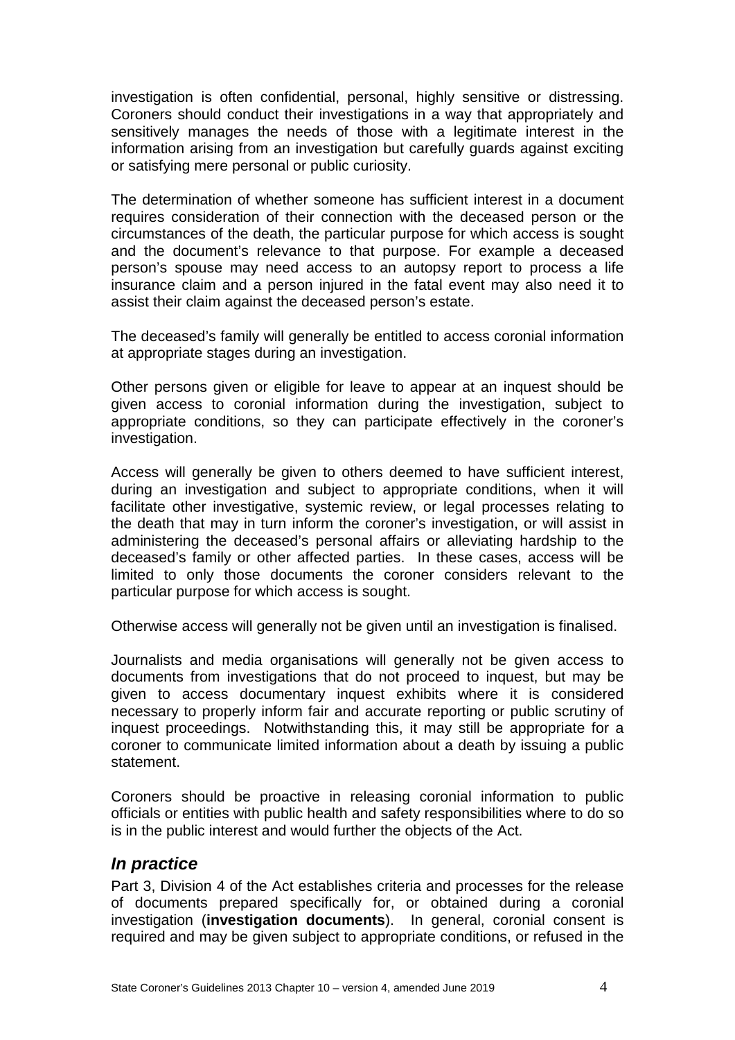investigation is often confidential, personal, highly sensitive or distressing. Coroners should conduct their investigations in a way that appropriately and sensitively manages the needs of those with a legitimate interest in the information arising from an investigation but carefully guards against exciting or satisfying mere personal or public curiosity.

The determination of whether someone has sufficient interest in a document requires consideration of their connection with the deceased person or the circumstances of the death, the particular purpose for which access is sought and the document's relevance to that purpose. For example a deceased person's spouse may need access to an autopsy report to process a life insurance claim and a person injured in the fatal event may also need it to assist their claim against the deceased person's estate.

The deceased's family will generally be entitled to access coronial information at appropriate stages during an investigation.

Other persons given or eligible for leave to appear at an inquest should be given access to coronial information during the investigation, subject to appropriate conditions, so they can participate effectively in the coroner's investigation.

Access will generally be given to others deemed to have sufficient interest, during an investigation and subject to appropriate conditions, when it will facilitate other investigative, systemic review, or legal processes relating to the death that may in turn inform the coroner's investigation, or will assist in administering the deceased's personal affairs or alleviating hardship to the deceased's family or other affected parties. In these cases, access will be limited to only those documents the coroner considers relevant to the particular purpose for which access is sought.

Otherwise access will generally not be given until an investigation is finalised.

Journalists and media organisations will generally not be given access to documents from investigations that do not proceed to inquest, but may be given to access documentary inquest exhibits where it is considered necessary to properly inform fair and accurate reporting or public scrutiny of inquest proceedings. Notwithstanding this, it may still be appropriate for a coroner to communicate limited information about a death by issuing a public statement.

Coroners should be proactive in releasing coronial information to public officials or entities with public health and safety responsibilities where to do so is in the public interest and would further the objects of the Act.

## *In practice*

Part 3, Division 4 of the Act establishes criteria and processes for the release of documents prepared specifically for, or obtained during a coronial investigation (**investigation documents**). In general, coronial consent is required and may be given subject to appropriate conditions, or refused in the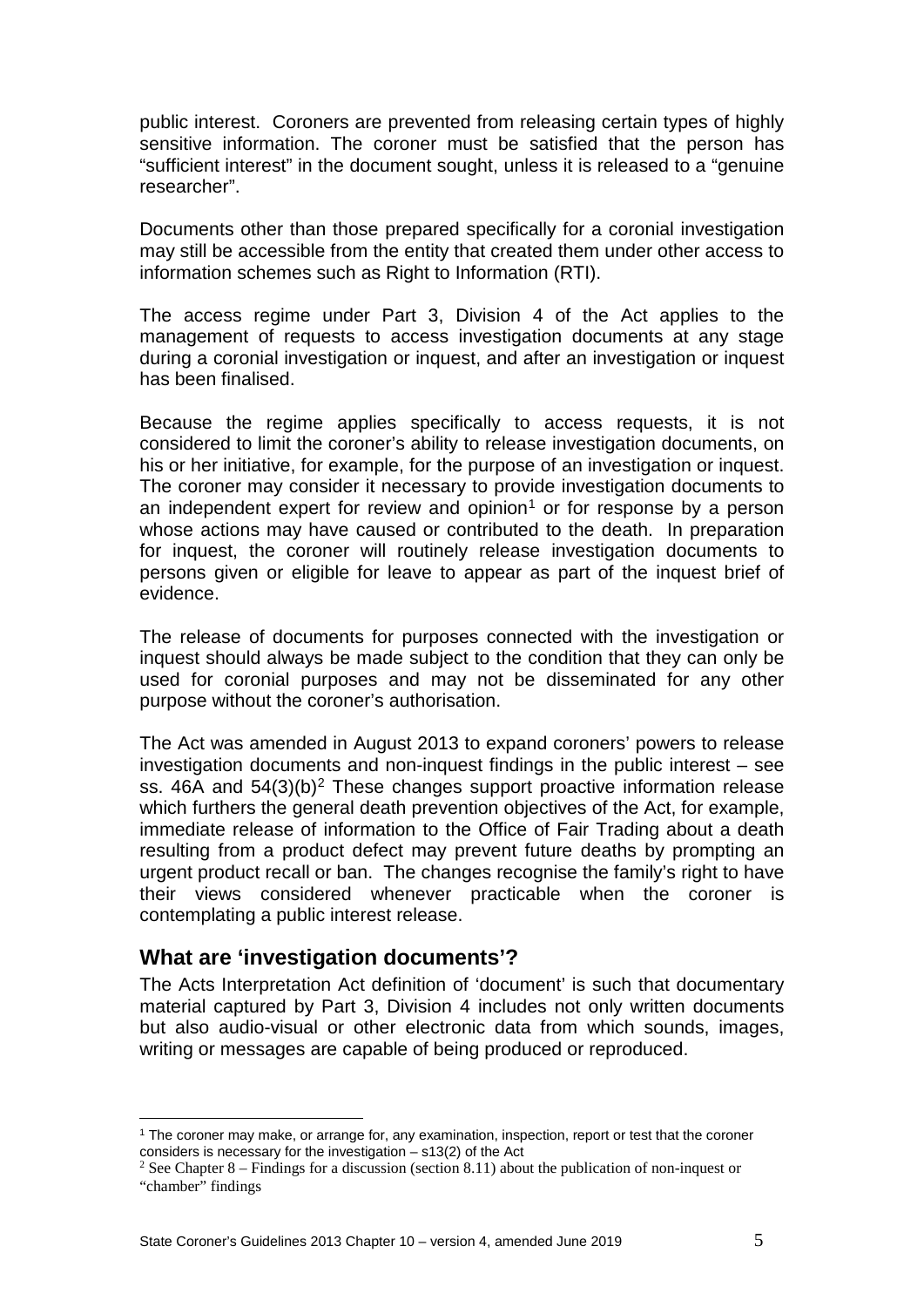public interest. Coroners are prevented from releasing certain types of highly sensitive information. The coroner must be satisfied that the person has "sufficient interest" in the document sought, unless it is released to a "genuine researcher".

Documents other than those prepared specifically for a coronial investigation may still be accessible from the entity that created them under other access to information schemes such as Right to Information (RTI).

The access regime under Part 3, Division 4 of the Act applies to the management of requests to access investigation documents at any stage during a coronial investigation or inquest, and after an investigation or inquest has been finalised.

Because the regime applies specifically to access requests, it is not considered to limit the coroner's ability to release investigation documents, on his or her initiative, for example, for the purpose of an investigation or inquest. The coroner may consider it necessary to provide investigation documents to an independent expert for review and opinion[1] or for response by a person whose actions may have caused or contributed to the death. In preparation for inquest, the coroner will routinely release investigation documents to persons given or eligible for leave to appear as part of the inquest brief of evidence.

The release of documents for purposes connected with the investigation or inquest should always be made subject to the condition that they can only be used for coronial purposes and may not be disseminated for any other purpose without the coroner's authorisation.

The Act was amended in August 2013 to expand coroners' powers to release investigation documents and non-inquest findings in the public interest – see ss. 46A and 54(3)(b)[2] These changes support proactive information release which furthers the general death prevention objectives of the Act, for example, immediate release of information to the Office of Fair Trading about a death resulting from a product defect may prevent future deaths by prompting an urgent product recall or ban. The changes recognise the family's right to have their views considered whenever practicable when the coroner is contemplating a public interest release.

## What are 'investigation documents'?

The Acts Interpretation Act definition of 'document' is such that documentary material captured by Part 3, Division 4 includes not only written documents but also audio-visual or other electronic data from which sounds, images, writing or messages are capable of being produced or reproduced.

---

[1] The coroner may make, or arrange for, any examination, inspection, report or test that the coroner considers is necessary for the investigation – s13(2) of the Act

[2] See Chapter 8 – Findings for a discussion (section 8.11) about the publication of non-inquest or "chamber" findings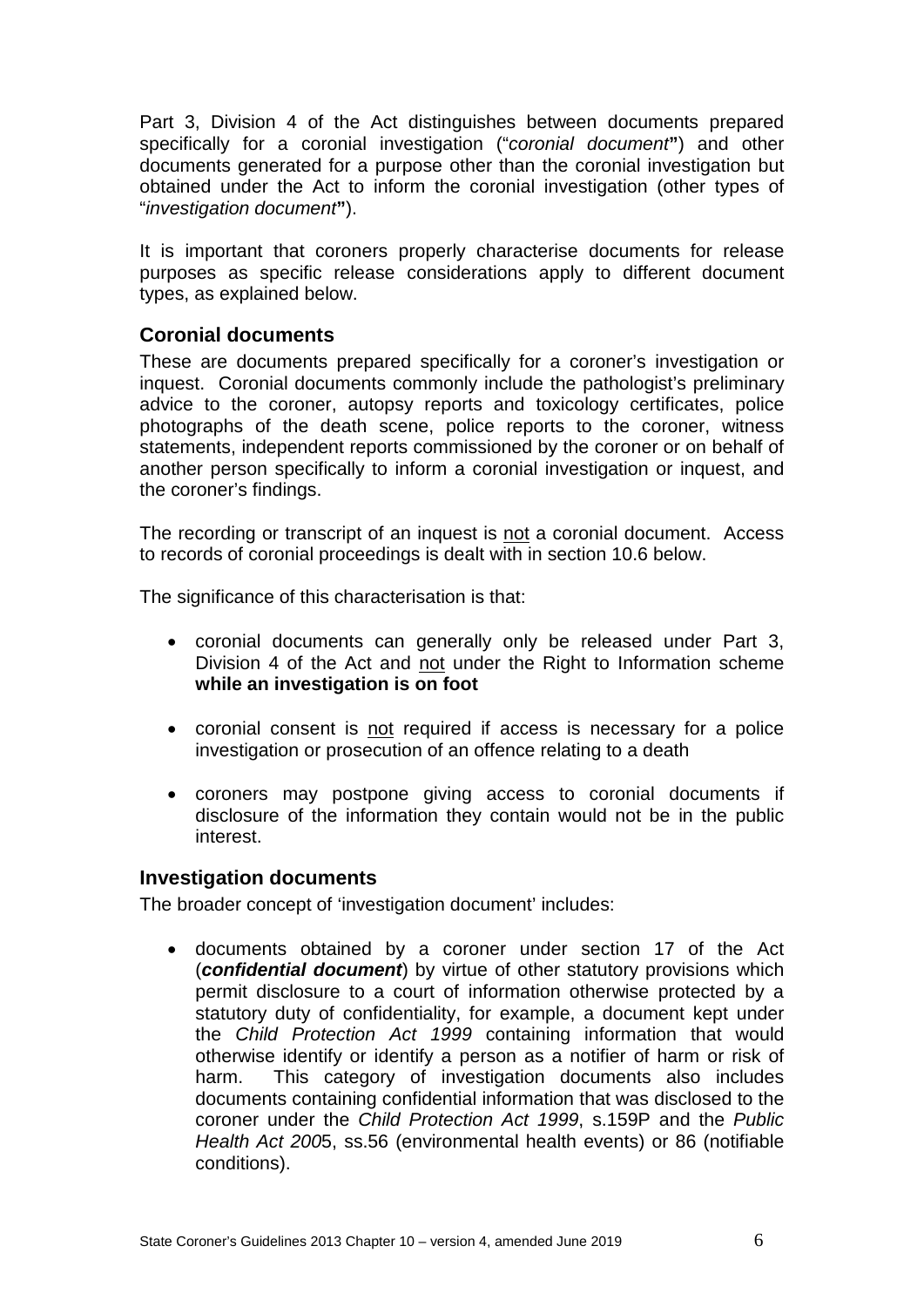Part 3, Division 4 of the Act distinguishes between documents prepared specifically for a coronial investigation ("*coronial document***"**) and other documents generated for a purpose other than the coronial investigation but obtained under the Act to inform the coronial investigation (other types of "*investigation document***"**).

It is important that coroners properly characterise documents for release purposes as specific release considerations apply to different document types, as explained below.

## Coronial documents

These are documents prepared specifically for a coroner's investigation or inquest. Coronial documents commonly include the pathologist's preliminary advice to the coroner, autopsy reports and toxicology certificates, police photographs of the death scene, police reports to the coroner, witness statements, independent reports commissioned by the coroner or on behalf of another person specifically to inform a coronial investigation or inquest, and the coroner's findings.

The recording or transcript of an inquest is <u>not</u> a coronial document. Access to records of coronial proceedings is dealt with in section 10.6 below.

The significance of this characterisation is that:

- coronial documents can generally only be released under Part 3, Division 4 of the Act and <u>not</u> under the Right to Information scheme **while an investigation is on foot**
- coronial consent is <u>not</u> required if access is necessary for a police investigation or prosecution of an offence relating to a death
- coroners may postpone giving access to coronial documents if disclosure of the information they contain would not be in the public interest.

## Investigation documents

The broader concept of 'investigation document' includes:

- documents obtained by a coroner under section 17 of the Act (***confidential document***) by virtue of other statutory provisions which permit disclosure to a court of information otherwise protected by a statutory duty of confidentiality, for example, a document kept under the *Child Protection Act 1999* containing information that would otherwise identify or identify a person as a notifier of harm or risk of harm. This category of investigation documents also includes documents containing confidential information that was disclosed to the coroner under the *Child Protection Act 1999*, s.159P and the *Public Health Act 2005*, ss.56 (environmental health events) or 86 (notifiable conditions).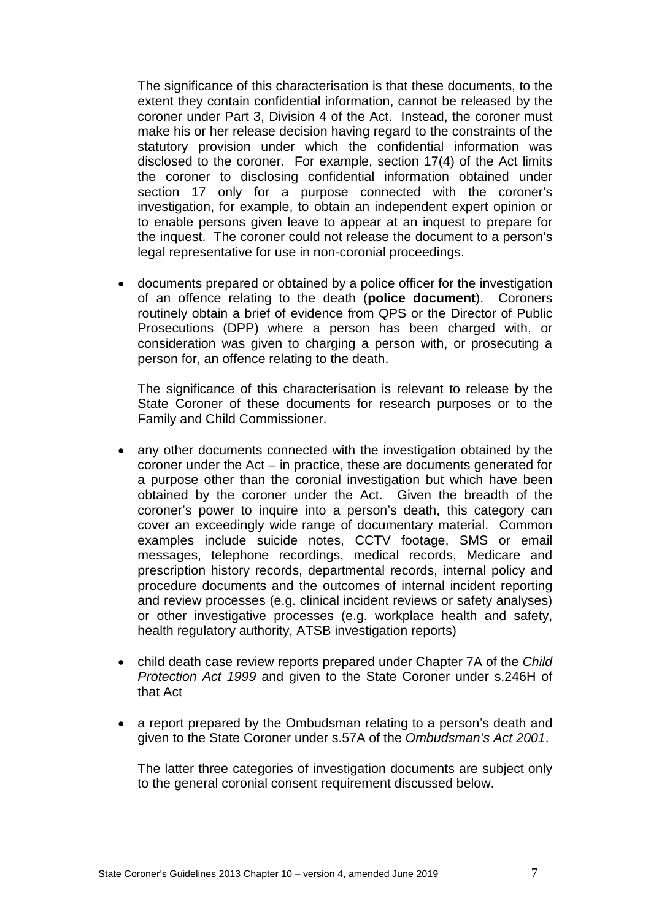The significance of this characterisation is that these documents, to the extent they contain confidential information, cannot be released by the coroner under Part 3, Division 4 of the Act. Instead, the coroner must make his or her release decision having regard to the constraints of the statutory provision under which the confidential information was disclosed to the coroner. For example, section 17(4) of the Act limits the coroner to disclosing confidential information obtained under section 17 only for a purpose connected with the coroner's investigation, for example, to obtain an independent expert opinion or to enable persons given leave to appear at an inquest to prepare for the inquest. The coroner could not release the document to a person's legal representative for use in non-coronial proceedings.

- documents prepared or obtained by a police officer for the investigation of an offence relating to the death (**police document**). Coroners routinely obtain a brief of evidence from QPS or the Director of Public Prosecutions (DPP) where a person has been charged with, or consideration was given to charging a person with, or prosecuting a person for, an offence relating to the death.

  The significance of this characterisation is relevant to release by the State Coroner of these documents for research purposes or to the Family and Child Commissioner.

- any other documents connected with the investigation obtained by the coroner under the Act – in practice, these are documents generated for a purpose other than the coronial investigation but which have been obtained by the coroner under the Act. Given the breadth of the coroner's power to inquire into a person's death, this category can cover an exceedingly wide range of documentary material. Common examples include suicide notes, CCTV footage, SMS or email messages, telephone recordings, medical records, Medicare and prescription history records, departmental records, internal policy and procedure documents and the outcomes of internal incident reporting and review processes (e.g. clinical incident reviews or safety analyses) or other investigative processes (e.g. workplace health and safety, health regulatory authority, ATSB investigation reports)

- child death case review reports prepared under Chapter 7A of the *Child Protection Act 1999* and given to the State Coroner under s.246H of that Act

- a report prepared by the Ombudsman relating to a person's death and given to the State Coroner under s.57A of the *Ombudsman's Act 2001*.

  The latter three categories of investigation documents are subject only to the general coronial consent requirement discussed below.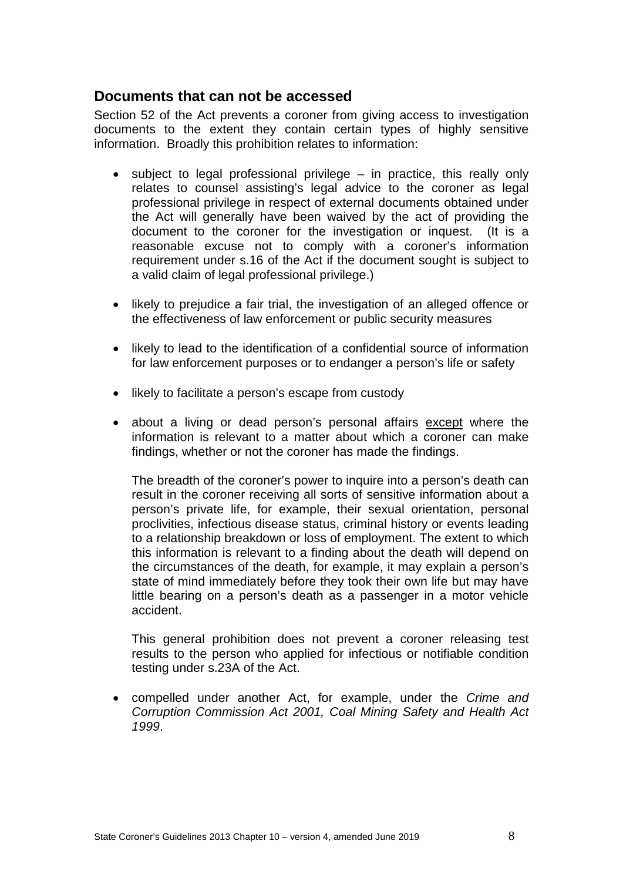## Documents that can not be accessed

Section 52 of the Act prevents a coroner from giving access to investigation documents to the extent they contain certain types of highly sensitive information. Broadly this prohibition relates to information:

- subject to legal professional privilege – in practice, this really only relates to counsel assisting's legal advice to the coroner as legal professional privilege in respect of external documents obtained under the Act will generally have been waived by the act of providing the document to the coroner for the investigation or inquest. (It is a reasonable excuse not to comply with a coroner's information requirement under s.16 of the Act if the document sought is subject to a valid claim of legal professional privilege.)

- likely to prejudice a fair trial, the investigation of an alleged offence or the effectiveness of law enforcement or public security measures

- likely to lead to the identification of a confidential source of information for law enforcement purposes or to endanger a person's life or safety

- likely to facilitate a person's escape from custody

- about a living or dead person's personal affairs <u>except</u> where the information is relevant to a matter about which a coroner can make findings, whether or not the coroner has made the findings.

  The breadth of the coroner's power to inquire into a person's death can result in the coroner receiving all sorts of sensitive information about a person's private life, for example, their sexual orientation, personal proclivities, infectious disease status, criminal history or events leading to a relationship breakdown or loss of employment. The extent to which this information is relevant to a finding about the death will depend on the circumstances of the death, for example, it may explain a person's state of mind immediately before they took their own life but may have little bearing on a person's death as a passenger in a motor vehicle accident.

  This general prohibition does not prevent a coroner releasing test results to the person who applied for infectious or notifiable condition testing under s.23A of the Act.

- compelled under another Act, for example, under the *Crime and Corruption Commission Act 2001, Coal Mining Safety and Health Act 1999*.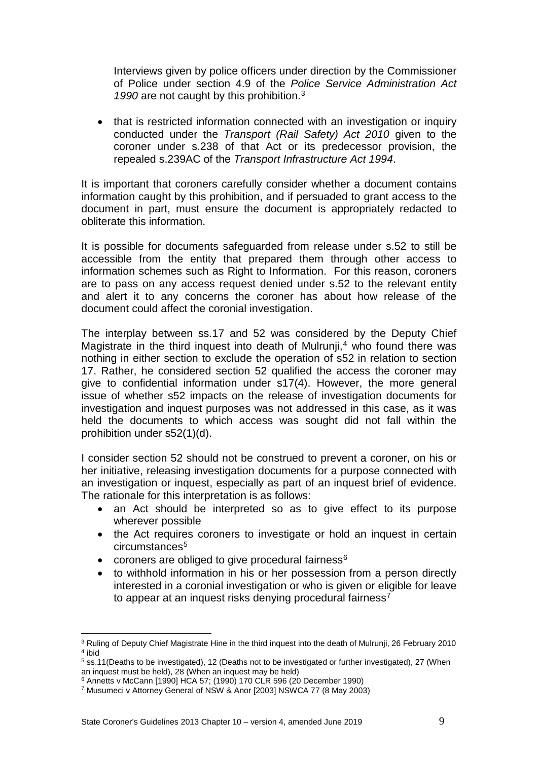Interviews given by police officers under direction by the Commissioner of Police under section 4.9 of the *Police Service Administration Act 1990* are not caught by this prohibition.[3]

- that is restricted information connected with an investigation or inquiry conducted under the *Transport (Rail Safety) Act 2010* given to the coroner under s.238 of that Act or its predecessor provision, the repealed s.239AC of the *Transport Infrastructure Act 1994*.

It is important that coroners carefully consider whether a document contains information caught by this prohibition, and if persuaded to grant access to the document in part, must ensure the document is appropriately redacted to obliterate this information.

It is possible for documents safeguarded from release under s.52 to still be accessible from the entity that prepared them through other access to information schemes such as Right to Information. For this reason, coroners are to pass on any access request denied under s.52 to the relevant entity and alert it to any concerns the coroner has about how release of the document could affect the coronial investigation.

The interplay between ss.17 and 52 was considered by the Deputy Chief Magistrate in the third inquest into death of Mulrunji,[4] who found there was nothing in either section to exclude the operation of s52 in relation to section 17. Rather, he considered section 52 qualified the access the coroner may give to confidential information under s17(4). However, the more general issue of whether s52 impacts on the release of investigation documents for investigation and inquest purposes was not addressed in this case, as it was held the documents to which access was sought did not fall within the prohibition under s52(1)(d).

I consider section 52 should not be construed to prevent a coroner, on his or her initiative, releasing investigation documents for a purpose connected with an investigation or inquest, especially as part of an inquest brief of evidence. The rationale for this interpretation is as follows:

- an Act should be interpreted so as to give effect to its purpose wherever possible
- the Act requires coroners to investigate or hold an inquest in certain circumstances[5]
- coroners are obliged to give procedural fairness[6]
- to withhold information in his or her possession from a person directly interested in a coronial investigation or who is given or eligible for leave to appear at an inquest risks denying procedural fairness[7]

---

[3] Ruling of Deputy Chief Magistrate Hine in the third inquest into the death of Mulrunji, 26 February 2010

[4] ibid

[5] ss.11(Deaths to be investigated), 12 (Deaths not to be investigated or further investigated), 27 (When an inquest must be held), 28 (When an inquest may be held)

[6] Annetts v McCann [1990] HCA 57; (1990) 170 CLR 596 (20 December 1990)

[7] Musumeci v Attorney General of NSW & Anor [2003] NSWCA 77 (8 May 2003)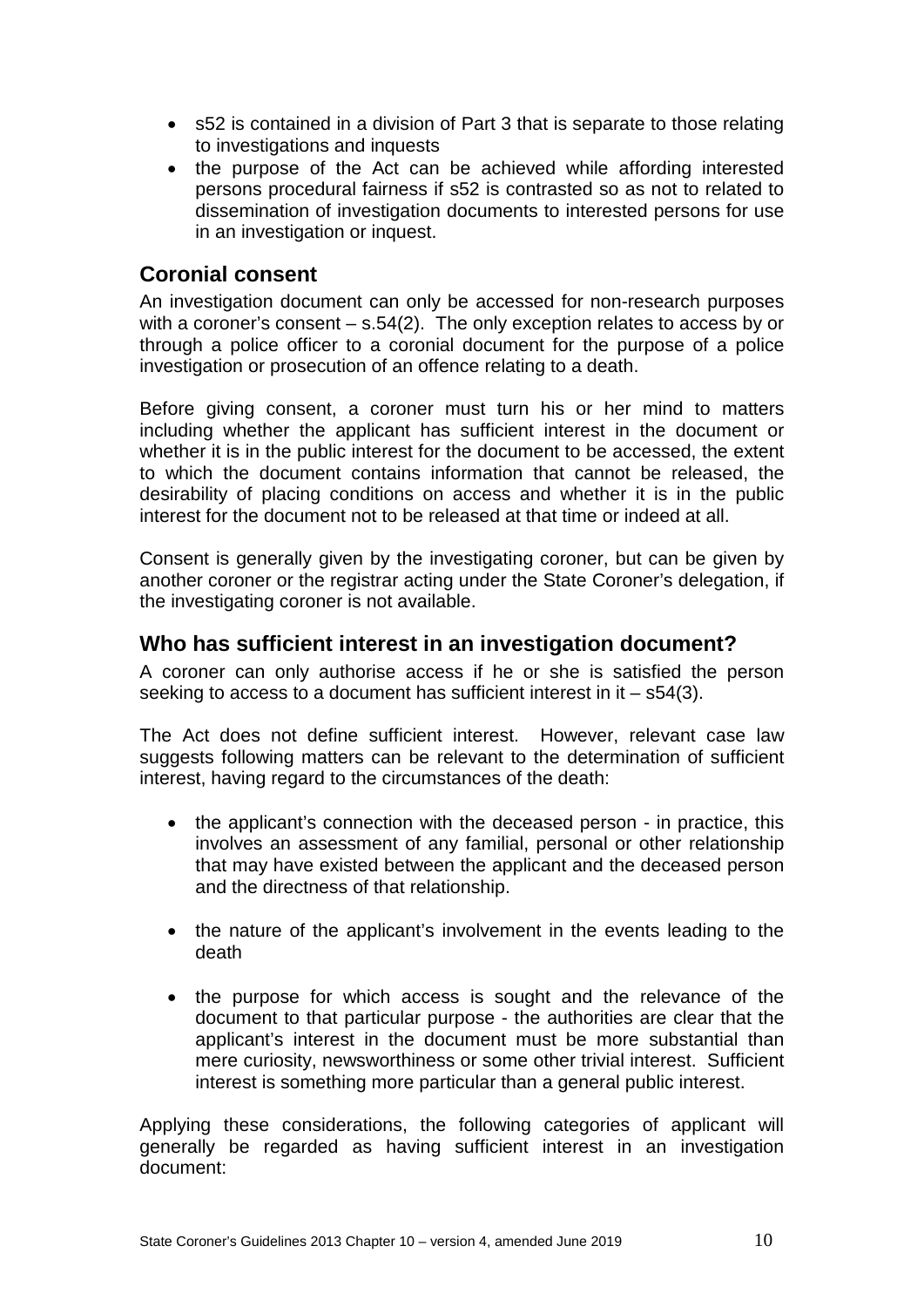- s52 is contained in a division of Part 3 that is separate to those relating to investigations and inquests
- the purpose of the Act can be achieved while affording interested persons procedural fairness if s52 is contrasted so as not to related to dissemination of investigation documents to interested persons for use in an investigation or inquest.

## Coronial consent

An investigation document can only be accessed for non-research purposes with a coroner's consent – s.54(2). The only exception relates to access by or through a police officer to a coronial document for the purpose of a police investigation or prosecution of an offence relating to a death.

Before giving consent, a coroner must turn his or her mind to matters including whether the applicant has sufficient interest in the document or whether it is in the public interest for the document to be accessed, the extent to which the document contains information that cannot be released, the desirability of placing conditions on access and whether it is in the public interest for the document not to be released at that time or indeed at all.

Consent is generally given by the investigating coroner, but can be given by another coroner or the registrar acting under the State Coroner's delegation, if the investigating coroner is not available.

## Who has sufficient interest in an investigation document?

A coroner can only authorise access if he or she is satisfied the person seeking to access to a document has sufficient interest in it – s54(3).

The Act does not define sufficient interest. However, relevant case law suggests following matters can be relevant to the determination of sufficient interest, having regard to the circumstances of the death:

- the applicant's connection with the deceased person - in practice, this involves an assessment of any familial, personal or other relationship that may have existed between the applicant and the deceased person and the directness of that relationship.

- the nature of the applicant's involvement in the events leading to the death

- the purpose for which access is sought and the relevance of the document to that particular purpose - the authorities are clear that the applicant's interest in the document must be more substantial than mere curiosity, newsworthiness or some other trivial interest. Sufficient interest is something more particular than a general public interest.

Applying these considerations, the following categories of applicant will generally be regarded as having sufficient interest in an investigation document: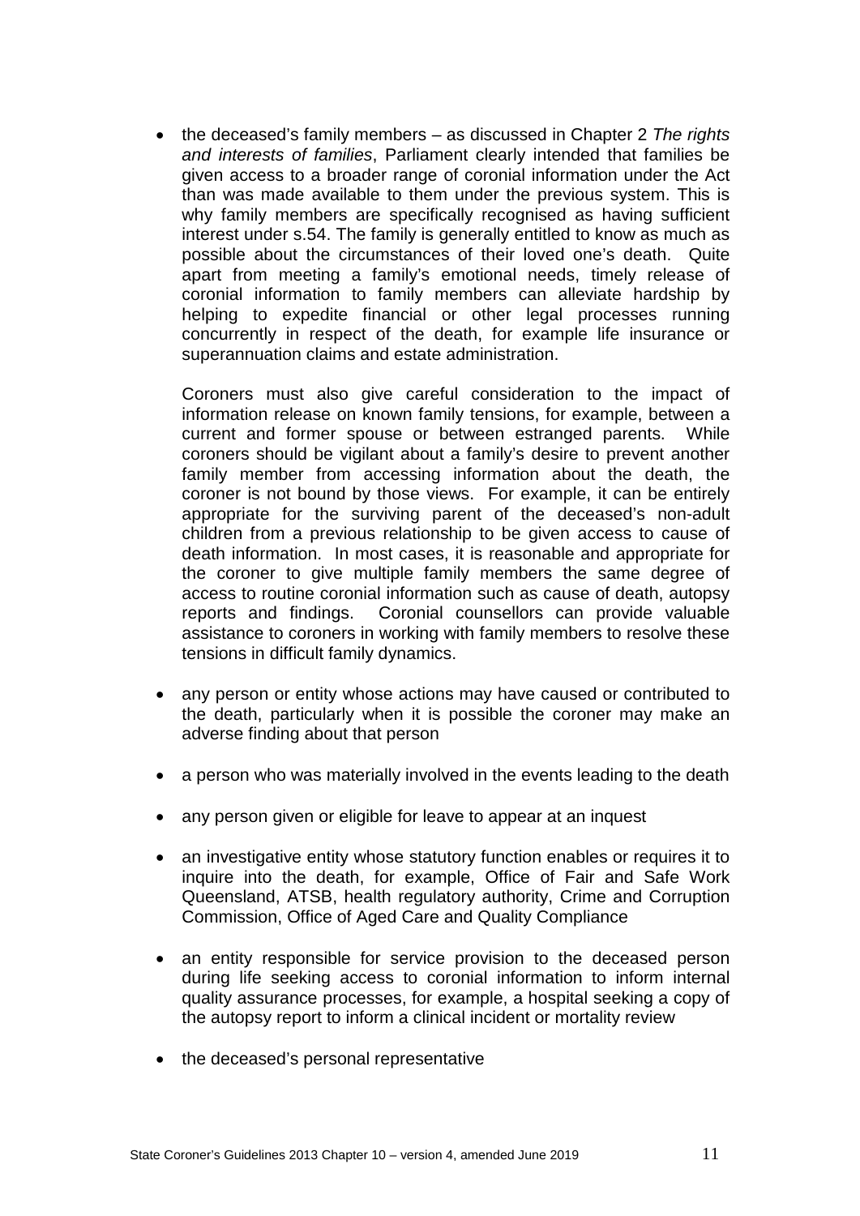- the deceased's family members – as discussed in Chapter 2 *The rights and interests of families*, Parliament clearly intended that families be given access to a broader range of coronial information under the Act than was made available to them under the previous system. This is why family members are specifically recognised as having sufficient interest under s.54. The family is generally entitled to know as much as possible about the circumstances of their loved one's death. Quite apart from meeting a family's emotional needs, timely release of coronial information to family members can alleviate hardship by helping to expedite financial or other legal processes running concurrently in respect of the death, for example life insurance or superannuation claims and estate administration.

  Coroners must also give careful consideration to the impact of information release on known family tensions, for example, between a current and former spouse or between estranged parents. While coroners should be vigilant about a family's desire to prevent another family member from accessing information about the death, the coroner is not bound by those views. For example, it can be entirely appropriate for the surviving parent of the deceased's non-adult children from a previous relationship to be given access to cause of death information. In most cases, it is reasonable and appropriate for the coroner to give multiple family members the same degree of access to routine coronial information such as cause of death, autopsy reports and findings. Coronial counsellors can provide valuable assistance to coroners in working with family members to resolve these tensions in difficult family dynamics.

- any person or entity whose actions may have caused or contributed to the death, particularly when it is possible the coroner may make an adverse finding about that person

- a person who was materially involved in the events leading to the death

- any person given or eligible for leave to appear at an inquest

- an investigative entity whose statutory function enables or requires it to inquire into the death, for example, Office of Fair and Safe Work Queensland, ATSB, health regulatory authority, Crime and Corruption Commission, Office of Aged Care and Quality Compliance

- an entity responsible for service provision to the deceased person during life seeking access to coronial information to inform internal quality assurance processes, for example, a hospital seeking a copy of the autopsy report to inform a clinical incident or mortality review

- the deceased's personal representative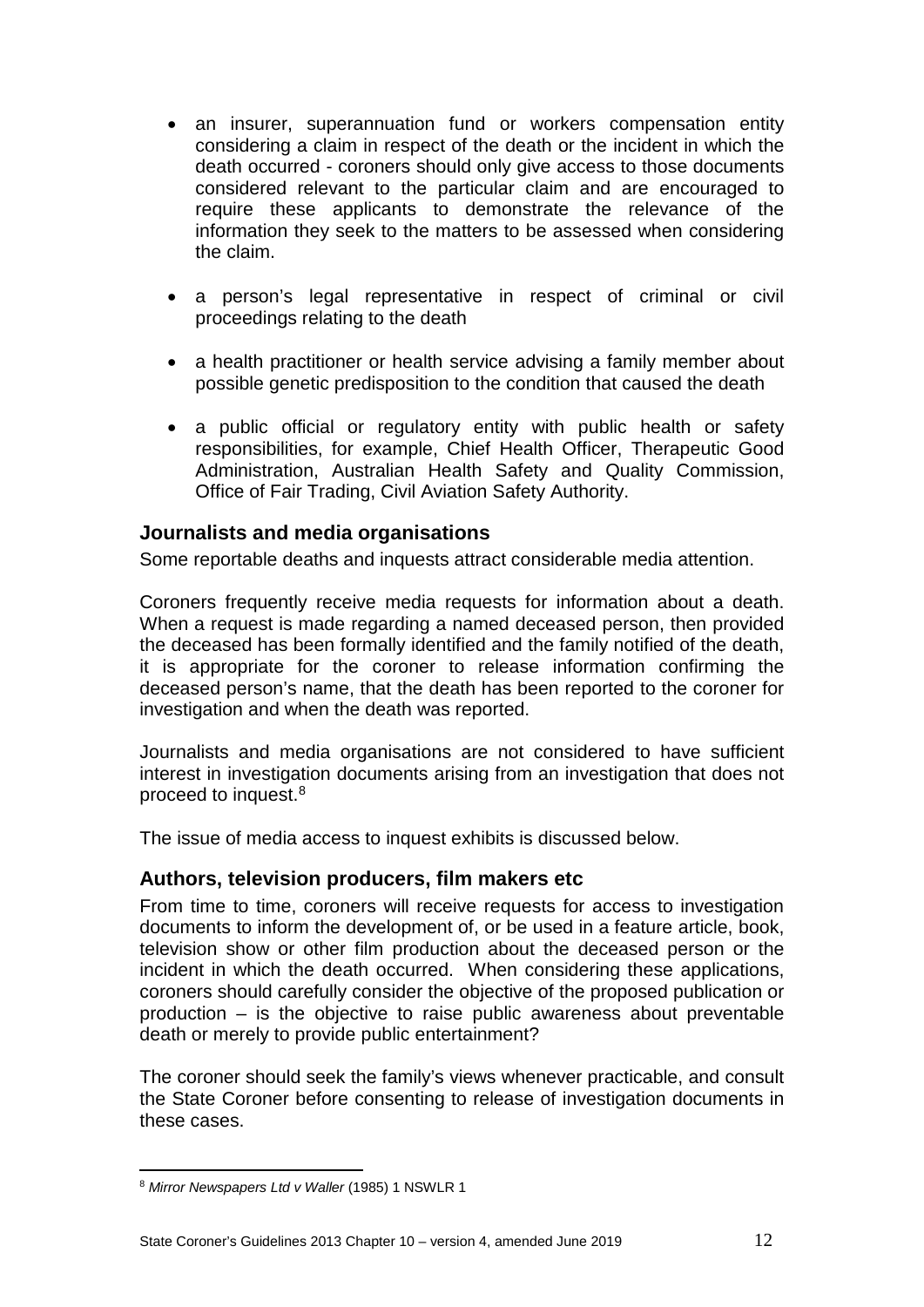- an insurer, superannuation fund or workers compensation entity considering a claim in respect of the death or the incident in which the death occurred - coroners should only give access to those documents considered relevant to the particular claim and are encouraged to require these applicants to demonstrate the relevance of the information they seek to the matters to be assessed when considering the claim.

- a person's legal representative in respect of criminal or civil proceedings relating to the death

- a health practitioner or health service advising a family member about possible genetic predisposition to the condition that caused the death

- a public official or regulatory entity with public health or safety responsibilities, for example, Chief Health Officer, Therapeutic Good Administration, Australian Health Safety and Quality Commission, Office of Fair Trading, Civil Aviation Safety Authority.

### Journalists and media organisations

Some reportable deaths and inquests attract considerable media attention.

Coroners frequently receive media requests for information about a death. When a request is made regarding a named deceased person, then provided the deceased has been formally identified and the family notified of the death, it is appropriate for the coroner to release information confirming the deceased person's name, that the death has been reported to the coroner for investigation and when the death was reported.

Journalists and media organisations are not considered to have sufficient interest in investigation documents arising from an investigation that does not proceed to inquest.[8]

The issue of media access to inquest exhibits is discussed below.

### Authors, television producers, film makers etc

From time to time, coroners will receive requests for access to investigation documents to inform the development of, or be used in a feature article, book, television show or other film production about the deceased person or the incident in which the death occurred. When considering these applications, coroners should carefully consider the objective of the proposed publication or production – is the objective to raise public awareness about preventable death or merely to provide public entertainment?

The coroner should seek the family's views whenever practicable, and consult the State Coroner before consenting to release of investigation documents in these cases.

---

[8] *Mirror Newspapers Ltd v Waller* (1985) 1 NSWLR 1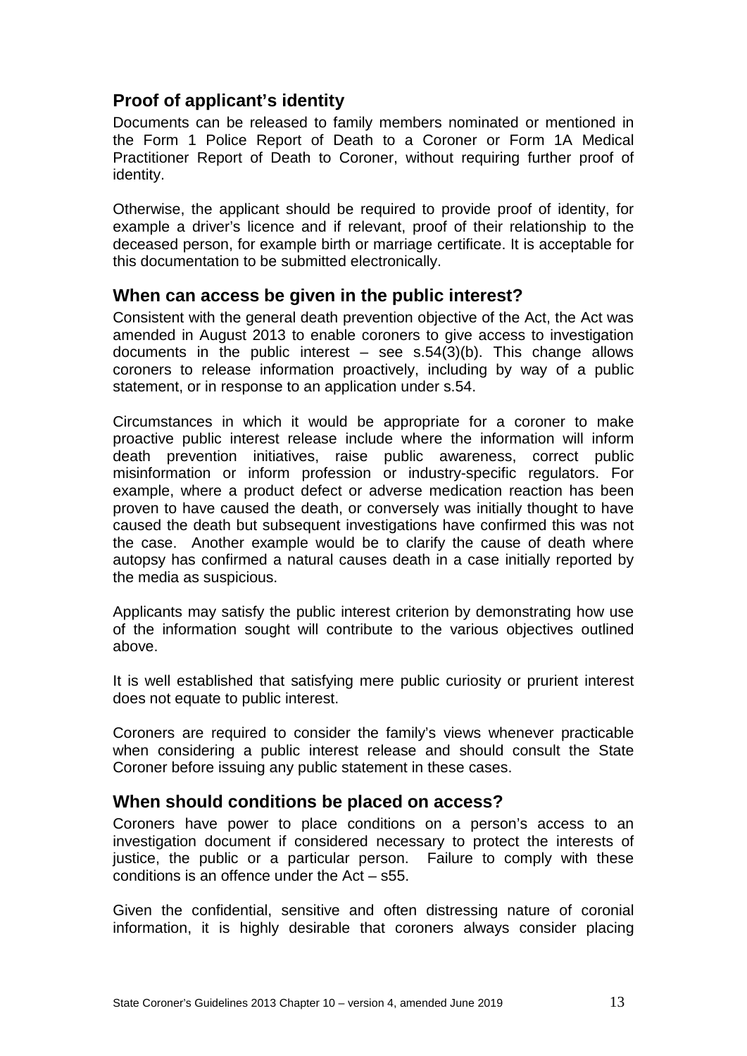## Proof of applicant's identity

Documents can be released to family members nominated or mentioned in the Form 1 Police Report of Death to a Coroner or Form 1A Medical Practitioner Report of Death to Coroner, without requiring further proof of identity.

Otherwise, the applicant should be required to provide proof of identity, for example a driver's licence and if relevant, proof of their relationship to the deceased person, for example birth or marriage certificate. It is acceptable for this documentation to be submitted electronically.

## When can access be given in the public interest?

Consistent with the general death prevention objective of the Act, the Act was amended in August 2013 to enable coroners to give access to investigation documents in the public interest – see s.54(3)(b). This change allows coroners to release information proactively, including by way of a public statement, or in response to an application under s.54.

Circumstances in which it would be appropriate for a coroner to make proactive public interest release include where the information will inform death prevention initiatives, raise public awareness, correct public misinformation or inform profession or industry-specific regulators. For example, where a product defect or adverse medication reaction has been proven to have caused the death, or conversely was initially thought to have caused the death but subsequent investigations have confirmed this was not the case. Another example would be to clarify the cause of death where autopsy has confirmed a natural causes death in a case initially reported by the media as suspicious.

Applicants may satisfy the public interest criterion by demonstrating how use of the information sought will contribute to the various objectives outlined above.

It is well established that satisfying mere public curiosity or prurient interest does not equate to public interest.

Coroners are required to consider the family's views whenever practicable when considering a public interest release and should consult the State Coroner before issuing any public statement in these cases.

## When should conditions be placed on access?

Coroners have power to place conditions on a person's access to an investigation document if considered necessary to protect the interests of justice, the public or a particular person. Failure to comply with these conditions is an offence under the Act – s55.

Given the confidential, sensitive and often distressing nature of coronial information, it is highly desirable that coroners always consider placing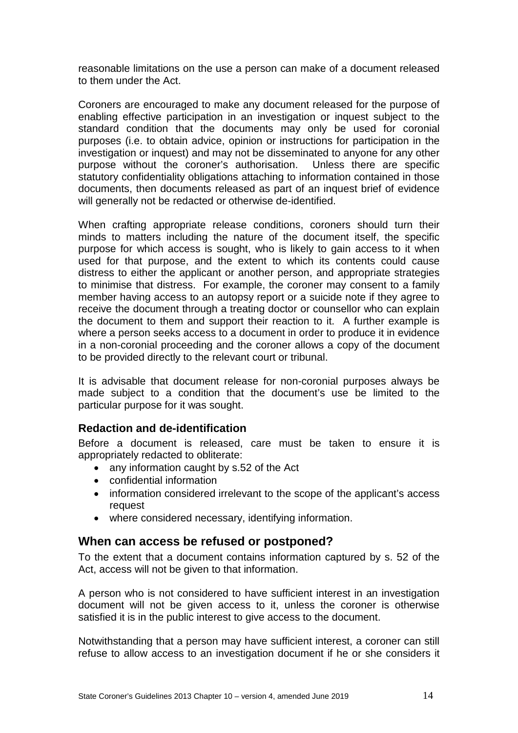reasonable limitations on the use a person can make of a document released to them under the Act.

Coroners are encouraged to make any document released for the purpose of enabling effective participation in an investigation or inquest subject to the standard condition that the documents may only be used for coronial purposes (i.e. to obtain advice, opinion or instructions for participation in the investigation or inquest) and may not be disseminated to anyone for any other purpose without the coroner's authorisation. Unless there are specific statutory confidentiality obligations attaching to information contained in those documents, then documents released as part of an inquest brief of evidence will generally not be redacted or otherwise de-identified.

When crafting appropriate release conditions, coroners should turn their minds to matters including the nature of the document itself, the specific purpose for which access is sought, who is likely to gain access to it when used for that purpose, and the extent to which its contents could cause distress to either the applicant or another person, and appropriate strategies to minimise that distress. For example, the coroner may consent to a family member having access to an autopsy report or a suicide note if they agree to receive the document through a treating doctor or counsellor who can explain the document to them and support their reaction to it. A further example is where a person seeks access to a document in order to produce it in evidence in a non-coronial proceeding and the coroner allows a copy of the document to be provided directly to the relevant court or tribunal.

It is advisable that document release for non-coronial purposes always be made subject to a condition that the document's use be limited to the particular purpose for it was sought.

### Redaction and de-identification

Before a document is released, care must be taken to ensure it is appropriately redacted to obliterate:

- any information caught by s.52 of the Act
- confidential information
- information considered irrelevant to the scope of the applicant's access request
- where considered necessary, identifying information.

## When can access be refused or postponed?

To the extent that a document contains information captured by s. 52 of the Act, access will not be given to that information.

A person who is not considered to have sufficient interest in an investigation document will not be given access to it, unless the coroner is otherwise satisfied it is in the public interest to give access to the document.

Notwithstanding that a person may have sufficient interest, a coroner can still refuse to allow access to an investigation document if he or she considers it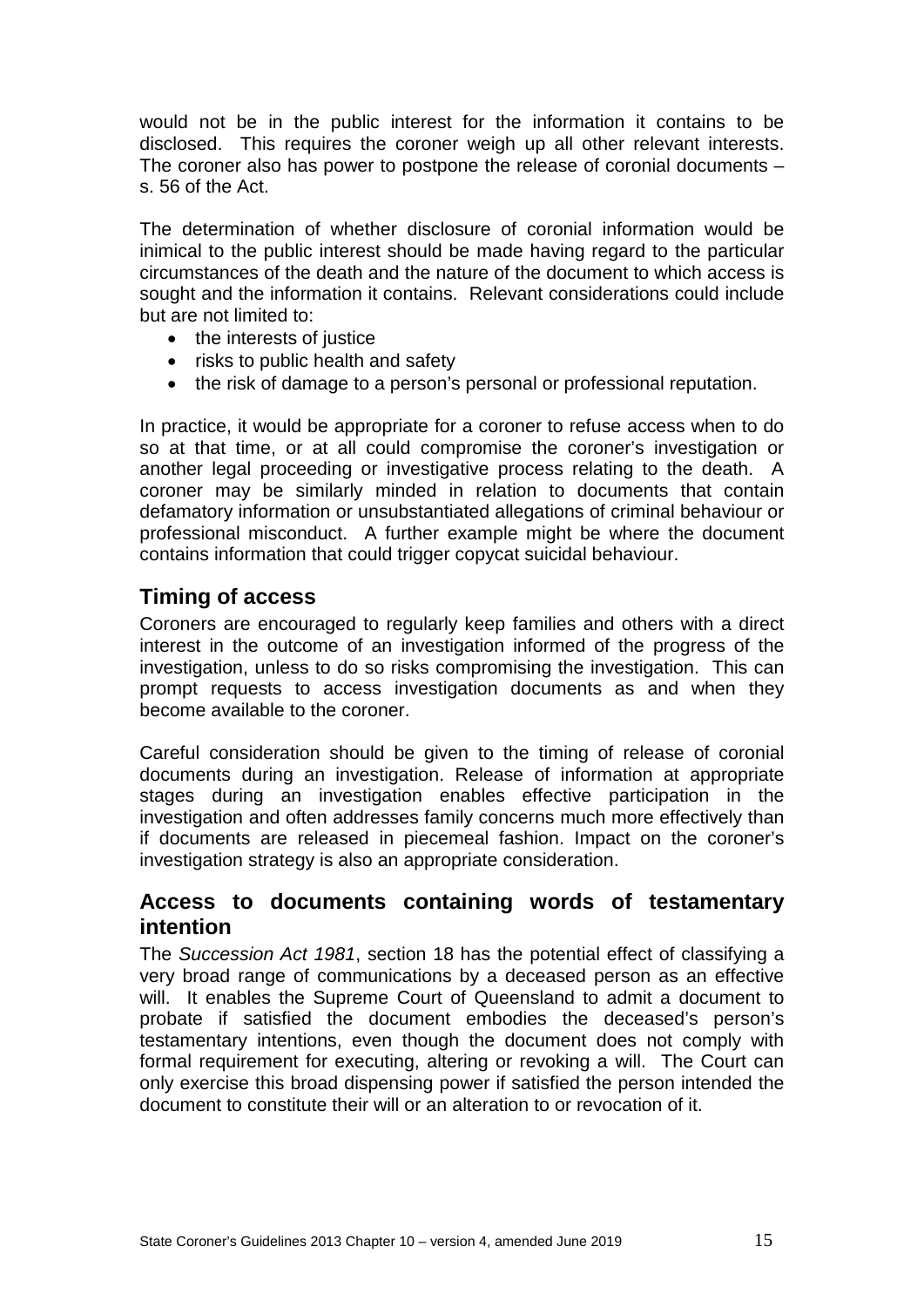would not be in the public interest for the information it contains to be disclosed. This requires the coroner weigh up all other relevant interests. The coroner also has power to postpone the release of coronial documents – s. 56 of the Act.

The determination of whether disclosure of coronial information would be inimical to the public interest should be made having regard to the particular circumstances of the death and the nature of the document to which access is sought and the information it contains. Relevant considerations could include but are not limited to:

- the interests of justice
- risks to public health and safety
- the risk of damage to a person's personal or professional reputation.

In practice, it would be appropriate for a coroner to refuse access when to do so at that time, or at all could compromise the coroner's investigation or another legal proceeding or investigative process relating to the death. A coroner may be similarly minded in relation to documents that contain defamatory information or unsubstantiated allegations of criminal behaviour or professional misconduct. A further example might be where the document contains information that could trigger copycat suicidal behaviour.

## Timing of access

Coroners are encouraged to regularly keep families and others with a direct interest in the outcome of an investigation informed of the progress of the investigation, unless to do so risks compromising the investigation. This can prompt requests to access investigation documents as and when they become available to the coroner.

Careful consideration should be given to the timing of release of coronial documents during an investigation. Release of information at appropriate stages during an investigation enables effective participation in the investigation and often addresses family concerns much more effectively than if documents are released in piecemeal fashion. Impact on the coroner's investigation strategy is also an appropriate consideration.

## Access to documents containing words of testamentary intention

The *Succession Act 1981*, section 18 has the potential effect of classifying a very broad range of communications by a deceased person as an effective will. It enables the Supreme Court of Queensland to admit a document to probate if satisfied the document embodies the deceased's person's testamentary intentions, even though the document does not comply with formal requirement for executing, altering or revoking a will. The Court can only exercise this broad dispensing power if satisfied the person intended the document to constitute their will or an alteration to or revocation of it.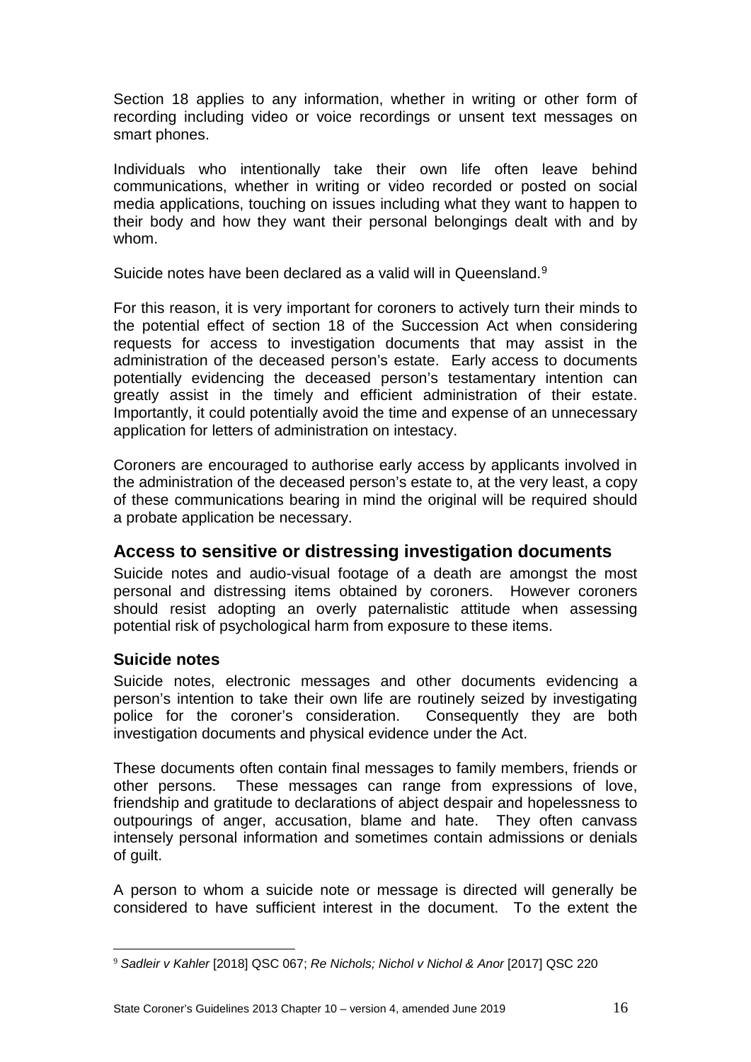Section 18 applies to any information, whether in writing or other form of recording including video or voice recordings or unsent text messages on smart phones.

Individuals who intentionally take their own life often leave behind communications, whether in writing or video recorded or posted on social media applications, touching on issues including what they want to happen to their body and how they want their personal belongings dealt with and by whom.

Suicide notes have been declared as a valid will in Queensland.[9]

For this reason, it is very important for coroners to actively turn their minds to the potential effect of section 18 of the Succession Act when considering requests for access to investigation documents that may assist in the administration of the deceased person's estate. Early access to documents potentially evidencing the deceased person's testamentary intention can greatly assist in the timely and efficient administration of their estate. Importantly, it could potentially avoid the time and expense of an unnecessary application for letters of administration on intestacy.

Coroners are encouraged to authorise early access by applicants involved in the administration of the deceased person's estate to, at the very least, a copy of these communications bearing in mind the original will be required should a probate application be necessary.

## Access to sensitive or distressing investigation documents

Suicide notes and audio-visual footage of a death are amongst the most personal and distressing items obtained by coroners. However coroners should resist adopting an overly paternalistic attitude when assessing potential risk of psychological harm from exposure to these items.

### Suicide notes

Suicide notes, electronic messages and other documents evidencing a person's intention to take their own life are routinely seized by investigating police for the coroner's consideration. Consequently they are both investigation documents and physical evidence under the Act.

These documents often contain final messages to family members, friends or other persons. These messages can range from expressions of love, friendship and gratitude to declarations of abject despair and hopelessness to outpourings of anger, accusation, blame and hate. They often canvass intensely personal information and sometimes contain admissions or denials of guilt.

A person to whom a suicide note or message is directed will generally be considered to have sufficient interest in the document. To the extent the

---

[9] *Sadleir v Kahler* [2018] QSC 067; *Re Nichols; Nichol v Nichol & Anor* [2017] QSC 220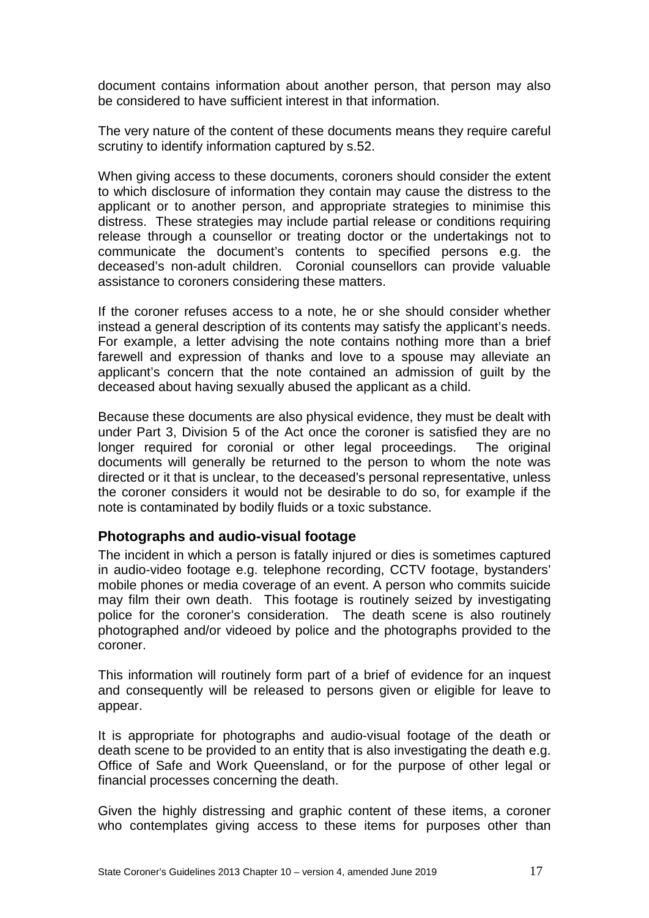document contains information about another person, that person may also be considered to have sufficient interest in that information.

The very nature of the content of these documents means they require careful scrutiny to identify information captured by s.52.

When giving access to these documents, coroners should consider the extent to which disclosure of information they contain may cause the distress to the applicant or to another person, and appropriate strategies to minimise this distress. These strategies may include partial release or conditions requiring release through a counsellor or treating doctor or the undertakings not to communicate the document's contents to specified persons e.g. the deceased's non-adult children. Coronial counsellors can provide valuable assistance to coroners considering these matters.

If the coroner refuses access to a note, he or she should consider whether instead a general description of its contents may satisfy the applicant's needs. For example, a letter advising the note contains nothing more than a brief farewell and expression of thanks and love to a spouse may alleviate an applicant's concern that the note contained an admission of guilt by the deceased about having sexually abused the applicant as a child.

Because these documents are also physical evidence, they must be dealt with under Part 3, Division 5 of the Act once the coroner is satisfied they are no longer required for coronial or other legal proceedings. The original documents will generally be returned to the person to whom the note was directed or it that is unclear, to the deceased's personal representative, unless the coroner considers it would not be desirable to do so, for example if the note is contaminated by bodily fluids or a toxic substance.

### Photographs and audio-visual footage

The incident in which a person is fatally injured or dies is sometimes captured in audio-video footage e.g. telephone recording, CCTV footage, bystanders' mobile phones or media coverage of an event. A person who commits suicide may film their own death. This footage is routinely seized by investigating police for the coroner's consideration. The death scene is also routinely photographed and/or videoed by police and the photographs provided to the coroner.

This information will routinely form part of a brief of evidence for an inquest and consequently will be released to persons given or eligible for leave to appear.

It is appropriate for photographs and audio-visual footage of the death or death scene to be provided to an entity that is also investigating the death e.g. Office of Safe and Work Queensland, or for the purpose of other legal or financial processes concerning the death.

Given the highly distressing and graphic content of these items, a coroner who contemplates giving access to these items for purposes other than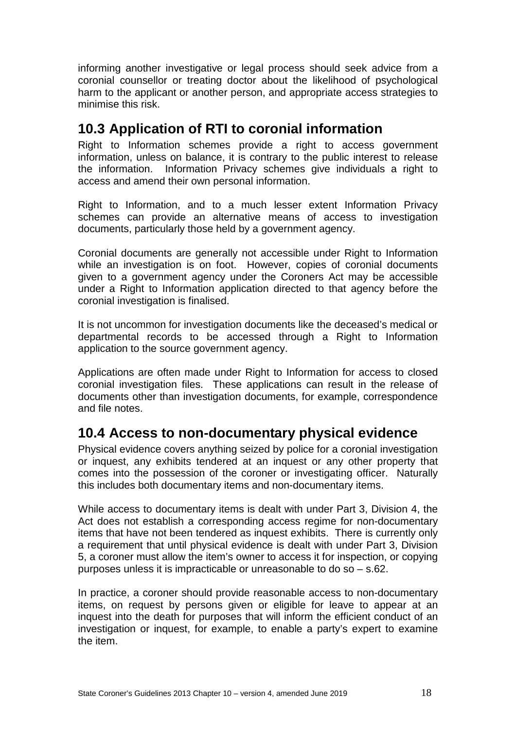informing another investigative or legal process should seek advice from a coronial counsellor or treating doctor about the likelihood of psychological harm to the applicant or another person, and appropriate access strategies to minimise this risk.

## 10.3 Application of RTI to coronial information

Right to Information schemes provide a right to access government information, unless on balance, it is contrary to the public interest to release the information. Information Privacy schemes give individuals a right to access and amend their own personal information.

Right to Information, and to a much lesser extent Information Privacy schemes can provide an alternative means of access to investigation documents, particularly those held by a government agency.

Coronial documents are generally not accessible under Right to Information while an investigation is on foot. However, copies of coronial documents given to a government agency under the Coroners Act may be accessible under a Right to Information application directed to that agency before the coronial investigation is finalised.

It is not uncommon for investigation documents like the deceased's medical or departmental records to be accessed through a Right to Information application to the source government agency.

Applications are often made under Right to Information for access to closed coronial investigation files. These applications can result in the release of documents other than investigation documents, for example, correspondence and file notes.

## 10.4 Access to non-documentary physical evidence

Physical evidence covers anything seized by police for a coronial investigation or inquest, any exhibits tendered at an inquest or any other property that comes into the possession of the coroner or investigating officer. Naturally this includes both documentary items and non-documentary items.

While access to documentary items is dealt with under Part 3, Division 4, the Act does not establish a corresponding access regime for non-documentary items that have not been tendered as inquest exhibits. There is currently only a requirement that until physical evidence is dealt with under Part 3, Division 5, a coroner must allow the item's owner to access it for inspection, or copying purposes unless it is impracticable or unreasonable to do so – s.62.

In practice, a coroner should provide reasonable access to non-documentary items, on request by persons given or eligible for leave to appear at an inquest into the death for purposes that will inform the efficient conduct of an investigation or inquest, for example, to enable a party's expert to examine the item.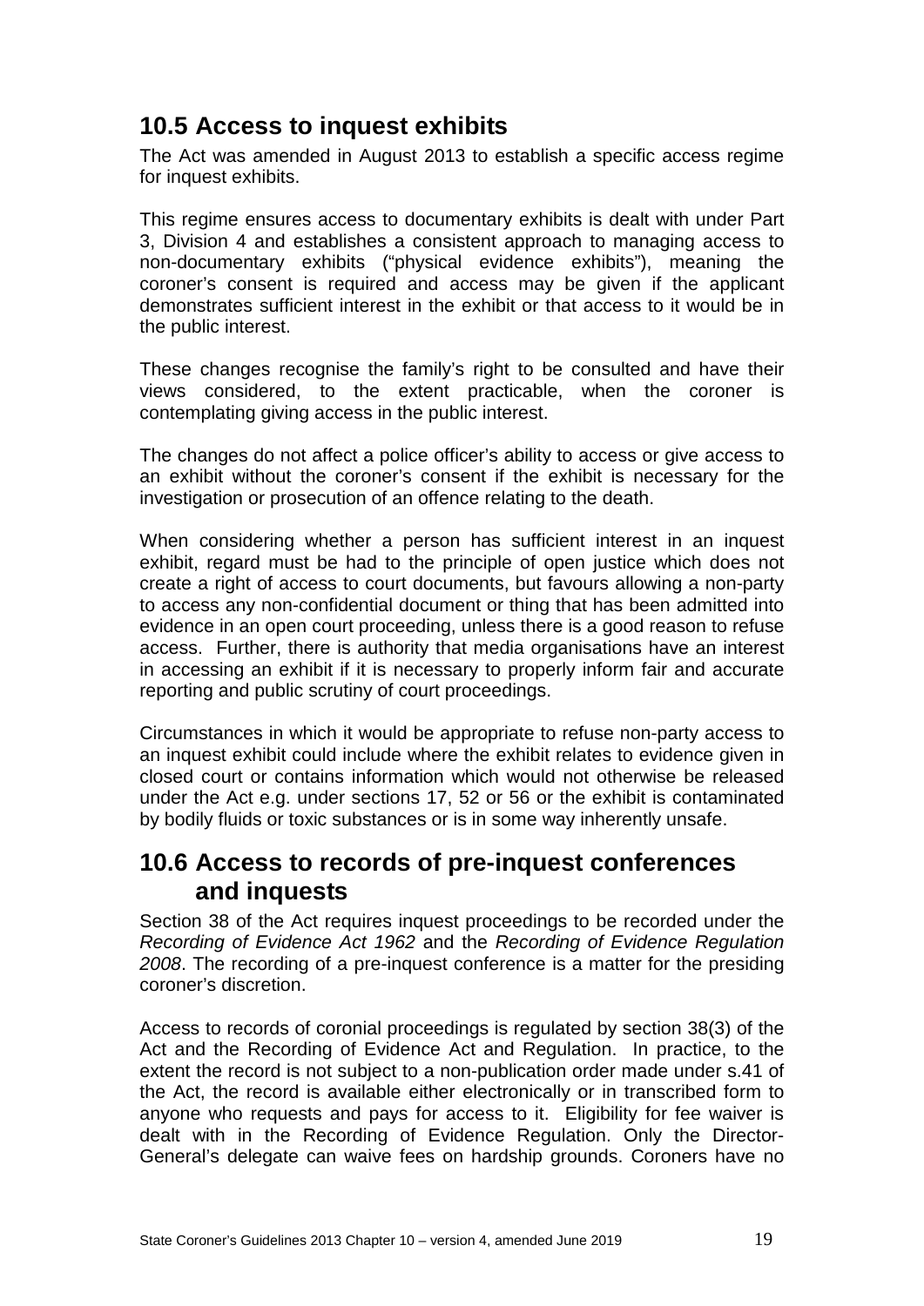## 10.5 Access to inquest exhibits

The Act was amended in August 2013 to establish a specific access regime for inquest exhibits.

This regime ensures access to documentary exhibits is dealt with under Part 3, Division 4 and establishes a consistent approach to managing access to non-documentary exhibits ("physical evidence exhibits"), meaning the coroner's consent is required and access may be given if the applicant demonstrates sufficient interest in the exhibit or that access to it would be in the public interest.

These changes recognise the family's right to be consulted and have their views considered, to the extent practicable, when the coroner is contemplating giving access in the public interest.

The changes do not affect a police officer's ability to access or give access to an exhibit without the coroner's consent if the exhibit is necessary for the investigation or prosecution of an offence relating to the death.

When considering whether a person has sufficient interest in an inquest exhibit, regard must be had to the principle of open justice which does not create a right of access to court documents, but favours allowing a non-party to access any non-confidential document or thing that has been admitted into evidence in an open court proceeding, unless there is a good reason to refuse access. Further, there is authority that media organisations have an interest in accessing an exhibit if it is necessary to properly inform fair and accurate reporting and public scrutiny of court proceedings.

Circumstances in which it would be appropriate to refuse non-party access to an inquest exhibit could include where the exhibit relates to evidence given in closed court or contains information which would not otherwise be released under the Act e.g. under sections 17, 52 or 56 or the exhibit is contaminated by bodily fluids or toxic substances or is in some way inherently unsafe.

## 10.6 Access to records of pre-inquest conferences and inquests

Section 38 of the Act requires inquest proceedings to be recorded under the *Recording of Evidence Act 1962* and the *Recording of Evidence Regulation 2008*. The recording of a pre-inquest conference is a matter for the presiding coroner's discretion.

Access to records of coronial proceedings is regulated by section 38(3) of the Act and the Recording of Evidence Act and Regulation. In practice, to the extent the record is not subject to a non-publication order made under s.41 of the Act, the record is available either electronically or in transcribed form to anyone who requests and pays for access to it. Eligibility for fee waiver is dealt with in the Recording of Evidence Regulation. Only the Director-General's delegate can waive fees on hardship grounds. Coroners have no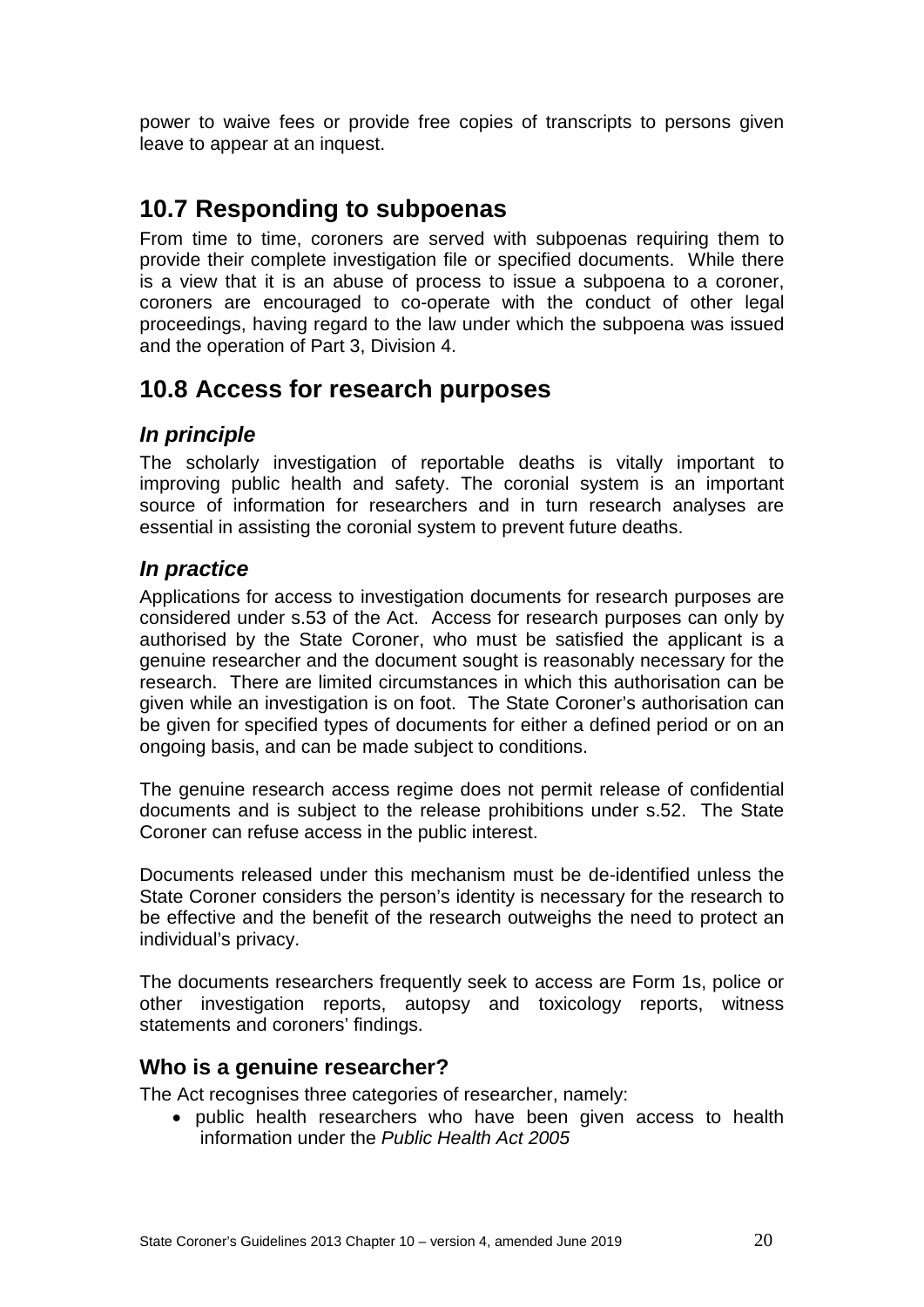power to waive fees or provide free copies of transcripts to persons given leave to appear at an inquest.

## 10.7 Responding to subpoenas

From time to time, coroners are served with subpoenas requiring them to provide their complete investigation file or specified documents. While there is a view that it is an abuse of process to issue a subpoena to a coroner, coroners are encouraged to co-operate with the conduct of other legal proceedings, having regard to the law under which the subpoena was issued and the operation of Part 3, Division 4.

## 10.8 Access for research purposes

### *In principle*

The scholarly investigation of reportable deaths is vitally important to improving public health and safety. The coronial system is an important source of information for researchers and in turn research analyses are essential in assisting the coronial system to prevent future deaths.

### *In practice*

Applications for access to investigation documents for research purposes are considered under s.53 of the Act. Access for research purposes can only by authorised by the State Coroner, who must be satisfied the applicant is a genuine researcher and the document sought is reasonably necessary for the research. There are limited circumstances in which this authorisation can be given while an investigation is on foot. The State Coroner's authorisation can be given for specified types of documents for either a defined period or on an ongoing basis, and can be made subject to conditions.

The genuine research access regime does not permit release of confidential documents and is subject to the release prohibitions under s.52. The State Coroner can refuse access in the public interest.

Documents released under this mechanism must be de-identified unless the State Coroner considers the person's identity is necessary for the research to be effective and the benefit of the research outweighs the need to protect an individual's privacy.

The documents researchers frequently seek to access are Form 1s, police or other investigation reports, autopsy and toxicology reports, witness statements and coroners' findings.

### Who is a genuine researcher?

The Act recognises three categories of researcher, namely:

- public health researchers who have been given access to health information under the *Public Health Act 2005*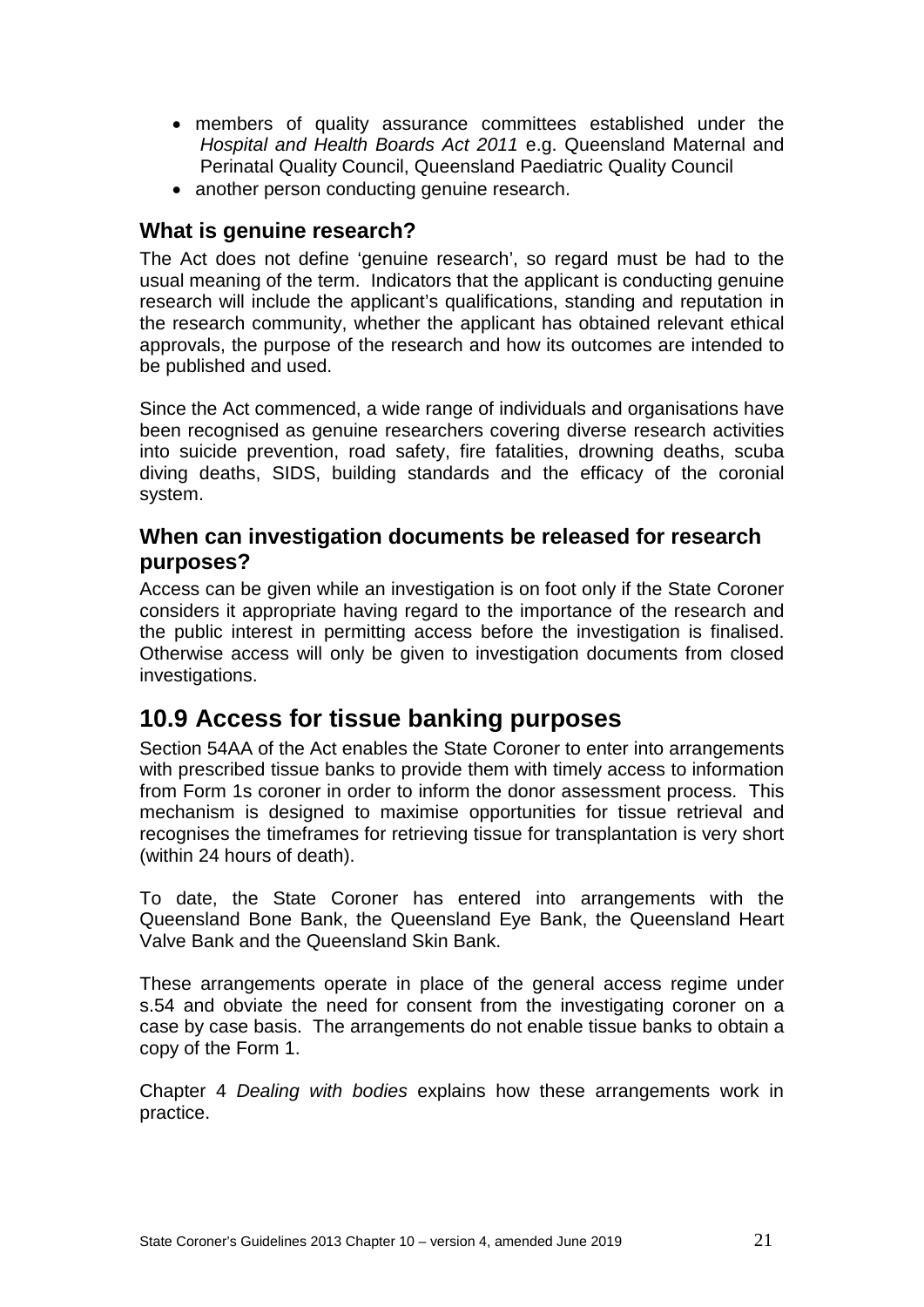- members of quality assurance committees established under the *Hospital and Health Boards Act 2011* e.g. Queensland Maternal and Perinatal Quality Council, Queensland Paediatric Quality Council
- another person conducting genuine research.

### What is genuine research?

The Act does not define 'genuine research', so regard must be had to the usual meaning of the term. Indicators that the applicant is conducting genuine research will include the applicant's qualifications, standing and reputation in the research community, whether the applicant has obtained relevant ethical approvals, the purpose of the research and how its outcomes are intended to be published and used.

Since the Act commenced, a wide range of individuals and organisations have been recognised as genuine researchers covering diverse research activities into suicide prevention, road safety, fire fatalities, drowning deaths, scuba diving deaths, SIDS, building standards and the efficacy of the coronial system.

### When can investigation documents be released for research purposes?

Access can be given while an investigation is on foot only if the State Coroner considers it appropriate having regard to the importance of the research and the public interest in permitting access before the investigation is finalised. Otherwise access will only be given to investigation documents from closed investigations.

## 10.9 Access for tissue banking purposes

Section 54AA of the Act enables the State Coroner to enter into arrangements with prescribed tissue banks to provide them with timely access to information from Form 1s coroner in order to inform the donor assessment process. This mechanism is designed to maximise opportunities for tissue retrieval and recognises the timeframes for retrieving tissue for transplantation is very short (within 24 hours of death).

To date, the State Coroner has entered into arrangements with the Queensland Bone Bank, the Queensland Eye Bank, the Queensland Heart Valve Bank and the Queensland Skin Bank.

These arrangements operate in place of the general access regime under s.54 and obviate the need for consent from the investigating coroner on a case by case basis. The arrangements do not enable tissue banks to obtain a copy of the Form 1.

Chapter 4 *Dealing with bodies* explains how these arrangements work in practice.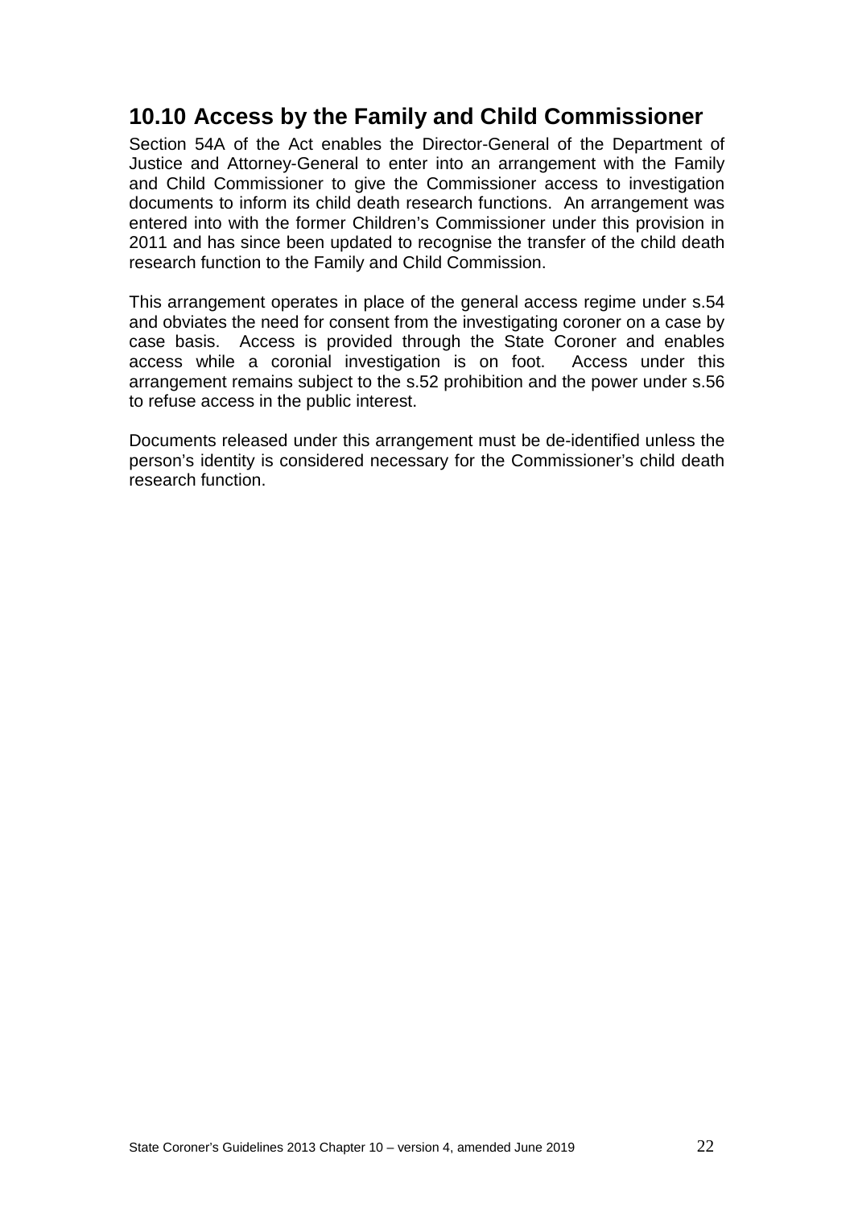## 10.10 Access by the Family and Child Commissioner

Section 54A of the Act enables the Director-General of the Department of Justice and Attorney-General to enter into an arrangement with the Family and Child Commissioner to give the Commissioner access to investigation documents to inform its child death research functions. An arrangement was entered into with the former Children's Commissioner under this provision in 2011 and has since been updated to recognise the transfer of the child death research function to the Family and Child Commission.

This arrangement operates in place of the general access regime under s.54 and obviates the need for consent from the investigating coroner on a case by case basis. Access is provided through the State Coroner and enables access while a coronial investigation is on foot. Access under this arrangement remains subject to the s.52 prohibition and the power under s.56 to refuse access in the public interest.

Documents released under this arrangement must be de-identified unless the person's identity is considered necessary for the Commissioner's child death research function.